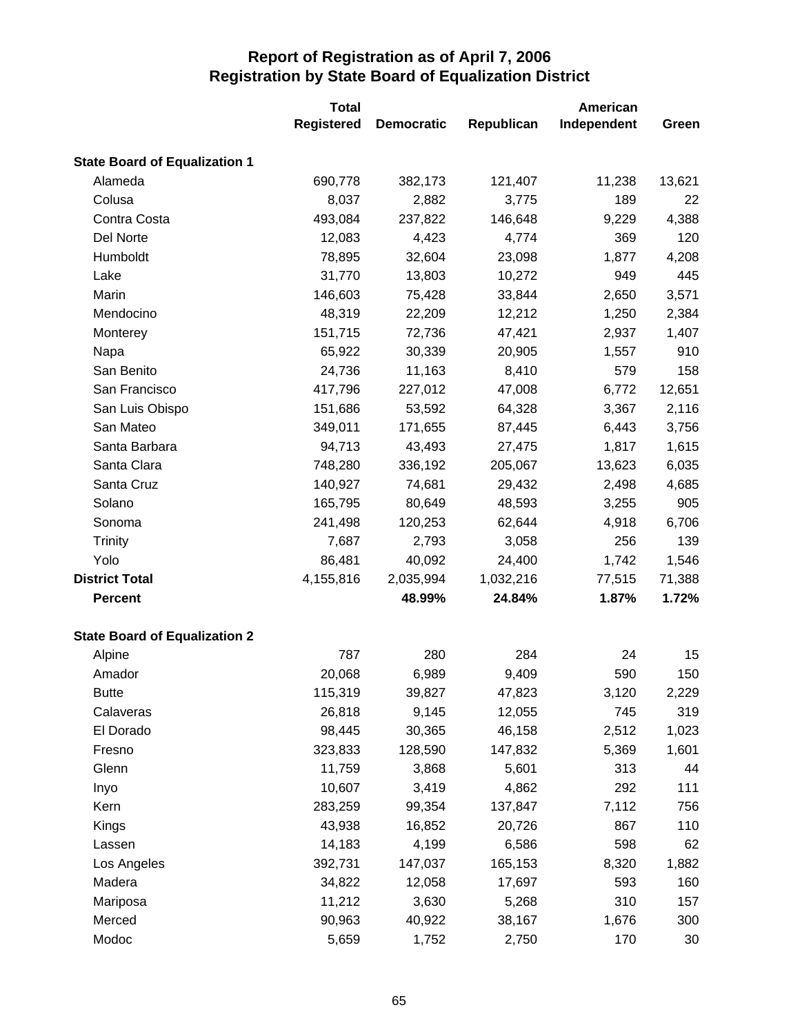# Report of Registration as of April 7, 2006
## Registration by State Board of Equalization District

| | Total Registered | Democratic | Republican | American Independent | Green |
|---|---|---|---|---|---|
| **State Board of Equalization 1** | | | | | |
| Alameda | 690,778 | 382,173 | 121,407 | 11,238 | 13,621 |
| Colusa | 8,037 | 2,882 | 3,775 | 189 | 22 |
| Contra Costa | 493,084 | 237,822 | 146,648 | 9,229 | 4,388 |
| Del Norte | 12,083 | 4,423 | 4,774 | 369 | 120 |
| Humboldt | 78,895 | 32,604 | 23,098 | 1,877 | 4,208 |
| Lake | 31,770 | 13,803 | 10,272 | 949 | 445 |
| Marin | 146,603 | 75,428 | 33,844 | 2,650 | 3,571 |
| Mendocino | 48,319 | 22,209 | 12,212 | 1,250 | 2,384 |
| Monterey | 151,715 | 72,736 | 47,421 | 2,937 | 1,407 |
| Napa | 65,922 | 30,339 | 20,905 | 1,557 | 910 |
| San Benito | 24,736 | 11,163 | 8,410 | 579 | 158 |
| San Francisco | 417,796 | 227,012 | 47,008 | 6,772 | 12,651 |
| San Luis Obispo | 151,686 | 53,592 | 64,328 | 3,367 | 2,116 |
| San Mateo | 349,011 | 171,655 | 87,445 | 6,443 | 3,756 |
| Santa Barbara | 94,713 | 43,493 | 27,475 | 1,817 | 1,615 |
| Santa Clara | 748,280 | 336,192 | 205,067 | 13,623 | 6,035 |
| Santa Cruz | 140,927 | 74,681 | 29,432 | 2,498 | 4,685 |
| Solano | 165,795 | 80,649 | 48,593 | 3,255 | 905 |
| Sonoma | 241,498 | 120,253 | 62,644 | 4,918 | 6,706 |
| Trinity | 7,687 | 2,793 | 3,058 | 256 | 139 |
| Yolo | 86,481 | 40,092 | 24,400 | 1,742 | 1,546 |
| **District Total** | 4,155,816 | 2,035,994 | 1,032,216 | 77,515 | 71,388 |
| **Percent** | | **48.99%** | **24.84%** | **1.87%** | **1.72%** |
| **State Board of Equalization 2** | | | | | |
| Alpine | 787 | 280 | 284 | 24 | 15 |
| Amador | 20,068 | 6,989 | 9,409 | 590 | 150 |
| Butte | 115,319 | 39,827 | 47,823 | 3,120 | 2,229 |
| Calaveras | 26,818 | 9,145 | 12,055 | 745 | 319 |
| El Dorado | 98,445 | 30,365 | 46,158 | 2,512 | 1,023 |
| Fresno | 323,833 | 128,590 | 147,832 | 5,369 | 1,601 |
| Glenn | 11,759 | 3,868 | 5,601 | 313 | 44 |
| Inyo | 10,607 | 3,419 | 4,862 | 292 | 111 |
| Kern | 283,259 | 99,354 | 137,847 | 7,112 | 756 |
| Kings | 43,938 | 16,852 | 20,726 | 867 | 110 |
| Lassen | 14,183 | 4,199 | 6,586 | 598 | 62 |
| Los Angeles | 392,731 | 147,037 | 165,153 | 8,320 | 1,882 |
| Madera | 34,822 | 12,058 | 17,697 | 593 | 160 |
| Mariposa | 11,212 | 3,630 | 5,268 | 310 | 157 |
| Merced | 90,963 | 40,922 | 38,167 | 1,676 | 300 |
| Modoc | 5,659 | 1,752 | 2,750 | 170 | 30 |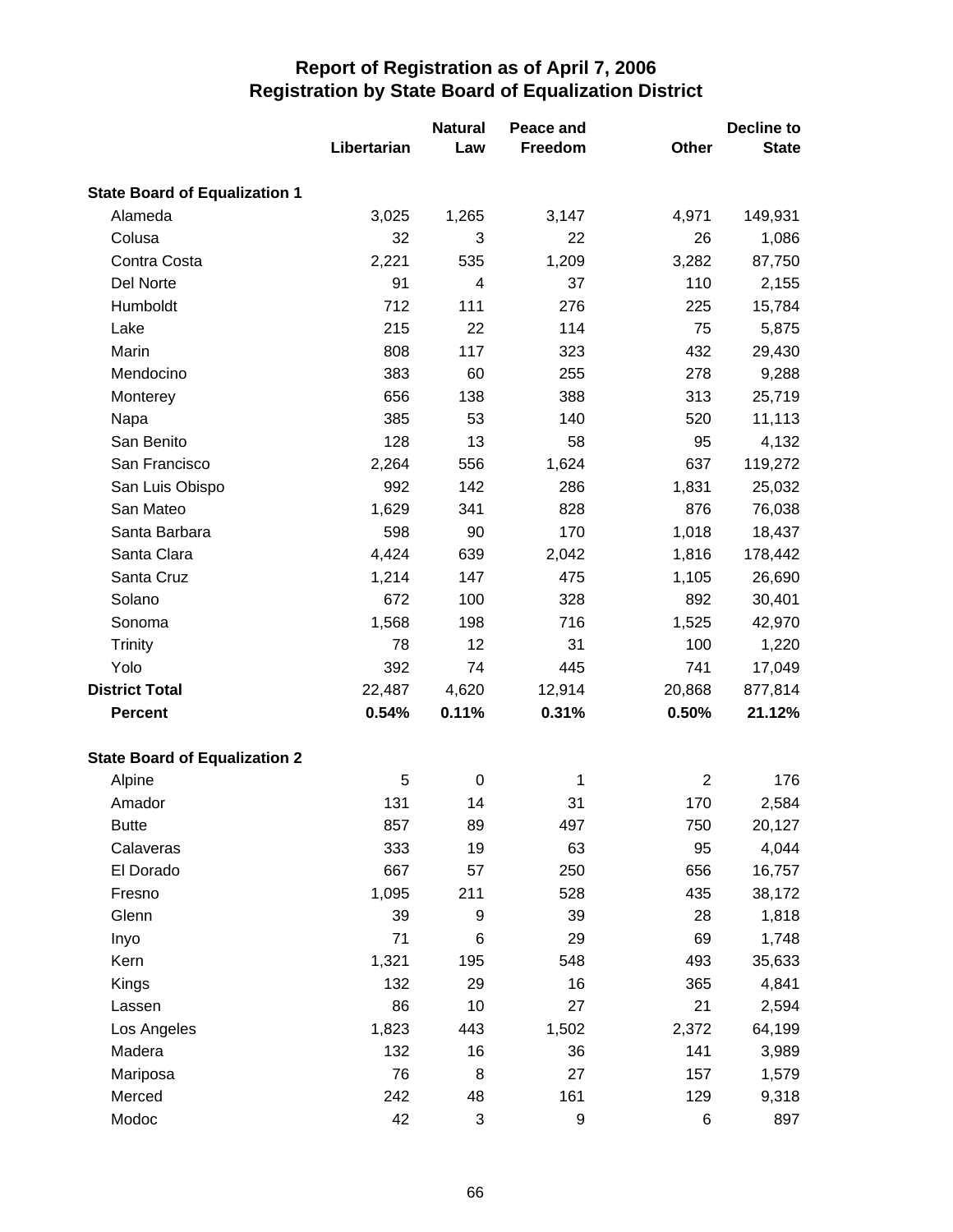# Report of Registration as of April 7, 2006
## Registration by State Board of Equalization District

| | Libertarian | Natural Law | Peace and Freedom | Other | Decline to State |
|---|---|---|---|---|---|
| **State Board of Equalization 1** | | | | | |
| Alameda | 3,025 | 1,265 | 3,147 | 4,971 | 149,931 |
| Colusa | 32 | 3 | 22 | 26 | 1,086 |
| Contra Costa | 2,221 | 535 | 1,209 | 3,282 | 87,750 |
| Del Norte | 91 | 4 | 37 | 110 | 2,155 |
| Humboldt | 712 | 111 | 276 | 225 | 15,784 |
| Lake | 215 | 22 | 114 | 75 | 5,875 |
| Marin | 808 | 117 | 323 | 432 | 29,430 |
| Mendocino | 383 | 60 | 255 | 278 | 9,288 |
| Monterey | 656 | 138 | 388 | 313 | 25,719 |
| Napa | 385 | 53 | 140 | 520 | 11,113 |
| San Benito | 128 | 13 | 58 | 95 | 4,132 |
| San Francisco | 2,264 | 556 | 1,624 | 637 | 119,272 |
| San Luis Obispo | 992 | 142 | 286 | 1,831 | 25,032 |
| San Mateo | 1,629 | 341 | 828 | 876 | 76,038 |
| Santa Barbara | 598 | 90 | 170 | 1,018 | 18,437 |
| Santa Clara | 4,424 | 639 | 2,042 | 1,816 | 178,442 |
| Santa Cruz | 1,214 | 147 | 475 | 1,105 | 26,690 |
| Solano | 672 | 100 | 328 | 892 | 30,401 |
| Sonoma | 1,568 | 198 | 716 | 1,525 | 42,970 |
| Trinity | 78 | 12 | 31 | 100 | 1,220 |
| Yolo | 392 | 74 | 445 | 741 | 17,049 |
| **District Total** | 22,487 | 4,620 | 12,914 | 20,868 | 877,814 |
| **Percent** | **0.54%** | **0.11%** | **0.31%** | **0.50%** | **21.12%** |
| **State Board of Equalization 2** | | | | | |
| Alpine | 5 | 0 | 1 | 2 | 176 |
| Amador | 131 | 14 | 31 | 170 | 2,584 |
| Butte | 857 | 89 | 497 | 750 | 20,127 |
| Calaveras | 333 | 19 | 63 | 95 | 4,044 |
| El Dorado | 667 | 57 | 250 | 656 | 16,757 |
| Fresno | 1,095 | 211 | 528 | 435 | 38,172 |
| Glenn | 39 | 9 | 39 | 28 | 1,818 |
| Inyo | 71 | 6 | 29 | 69 | 1,748 |
| Kern | 1,321 | 195 | 548 | 493 | 35,633 |
| Kings | 132 | 29 | 16 | 365 | 4,841 |
| Lassen | 86 | 10 | 27 | 21 | 2,594 |
| Los Angeles | 1,823 | 443 | 1,502 | 2,372 | 64,199 |
| Madera | 132 | 16 | 36 | 141 | 3,989 |
| Mariposa | 76 | 8 | 27 | 157 | 1,579 |
| Merced | 242 | 48 | 161 | 129 | 9,318 |
| Modoc | 42 | 3 | 9 | 6 | 897 |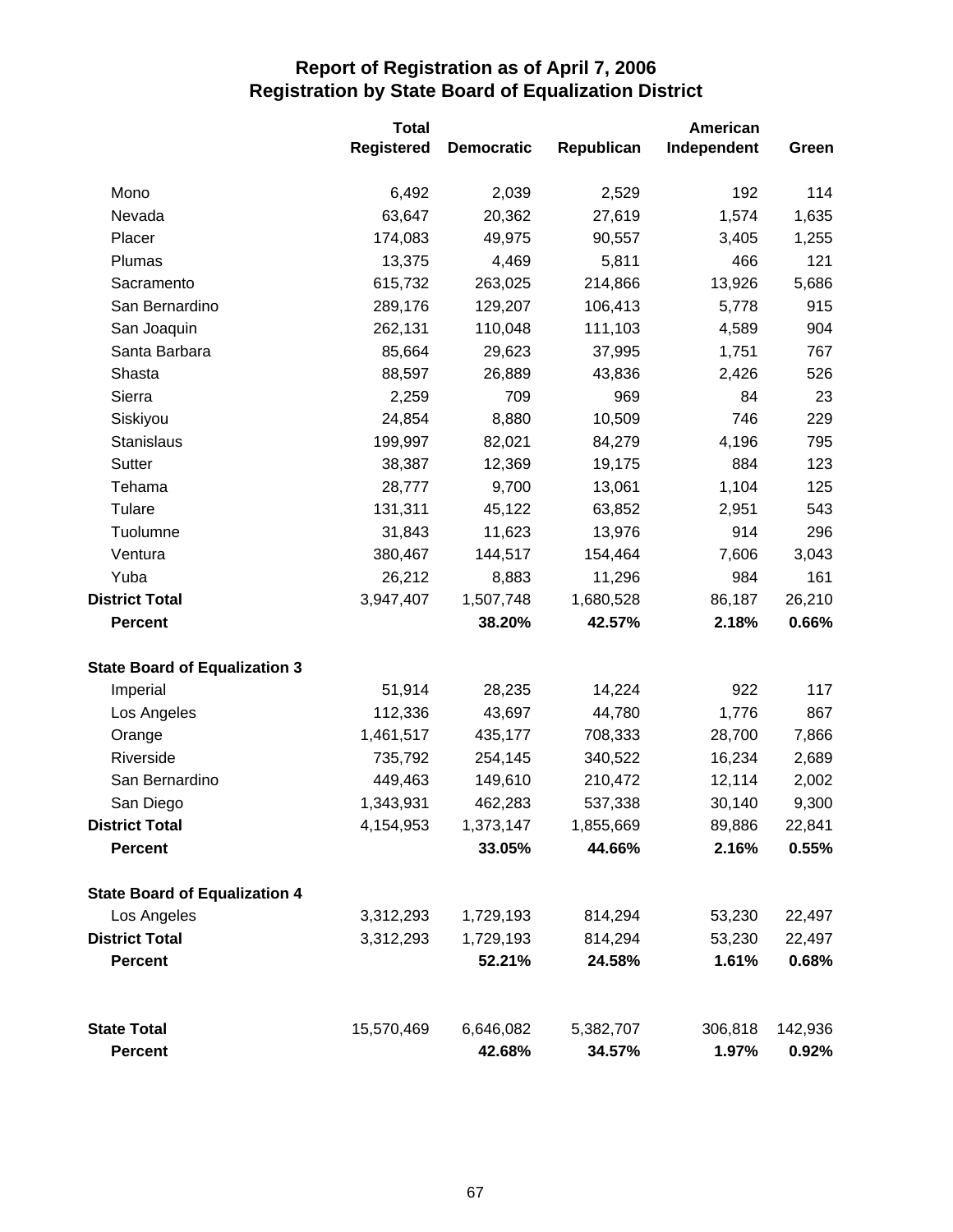# Report of Registration as of April 7, 2006
## Registration by State Board of Equalization District

| | Total Registered | Democratic | Republican | American Independent | Green |
|---|---|---|---|---|---|
| Mono | 6,492 | 2,039 | 2,529 | 192 | 114 |
| Nevada | 63,647 | 20,362 | 27,619 | 1,574 | 1,635 |
| Placer | 174,083 | 49,975 | 90,557 | 3,405 | 1,255 |
| Plumas | 13,375 | 4,469 | 5,811 | 466 | 121 |
| Sacramento | 615,732 | 263,025 | 214,866 | 13,926 | 5,686 |
| San Bernardino | 289,176 | 129,207 | 106,413 | 5,778 | 915 |
| San Joaquin | 262,131 | 110,048 | 111,103 | 4,589 | 904 |
| Santa Barbara | 85,664 | 29,623 | 37,995 | 1,751 | 767 |
| Shasta | 88,597 | 26,889 | 43,836 | 2,426 | 526 |
| Sierra | 2,259 | 709 | 969 | 84 | 23 |
| Siskiyou | 24,854 | 8,880 | 10,509 | 746 | 229 |
| Stanislaus | 199,997 | 82,021 | 84,279 | 4,196 | 795 |
| Sutter | 38,387 | 12,369 | 19,175 | 884 | 123 |
| Tehama | 28,777 | 9,700 | 13,061 | 1,104 | 125 |
| Tulare | 131,311 | 45,122 | 63,852 | 2,951 | 543 |
| Tuolumne | 31,843 | 11,623 | 13,976 | 914 | 296 |
| Ventura | 380,467 | 144,517 | 154,464 | 7,606 | 3,043 |
| Yuba | 26,212 | 8,883 | 11,296 | 984 | 161 |
| **District Total** | 3,947,407 | 1,507,748 | 1,680,528 | 86,187 | 26,210 |
| **Percent** | | **38.20%** | **42.57%** | **2.18%** | **0.66%** |
| **State Board of Equalization 3** | | | | | |
| Imperial | 51,914 | 28,235 | 14,224 | 922 | 117 |
| Los Angeles | 112,336 | 43,697 | 44,780 | 1,776 | 867 |
| Orange | 1,461,517 | 435,177 | 708,333 | 28,700 | 7,866 |
| Riverside | 735,792 | 254,145 | 340,522 | 16,234 | 2,689 |
| San Bernardino | 449,463 | 149,610 | 210,472 | 12,114 | 2,002 |
| San Diego | 1,343,931 | 462,283 | 537,338 | 30,140 | 9,300 |
| **District Total** | 4,154,953 | 1,373,147 | 1,855,669 | 89,886 | 22,841 |
| **Percent** | | **33.05%** | **44.66%** | **2.16%** | **0.55%** |
| **State Board of Equalization 4** | | | | | |
| Los Angeles | 3,312,293 | 1,729,193 | 814,294 | 53,230 | 22,497 |
| **District Total** | 3,312,293 | 1,729,193 | 814,294 | 53,230 | 22,497 |
| **Percent** | | **52.21%** | **24.58%** | **1.61%** | **0.68%** |
| **State Total** | 15,570,469 | 6,646,082 | 5,382,707 | 306,818 | 142,936 |
| **Percent** | | **42.68%** | **34.57%** | **1.97%** | **0.92%** |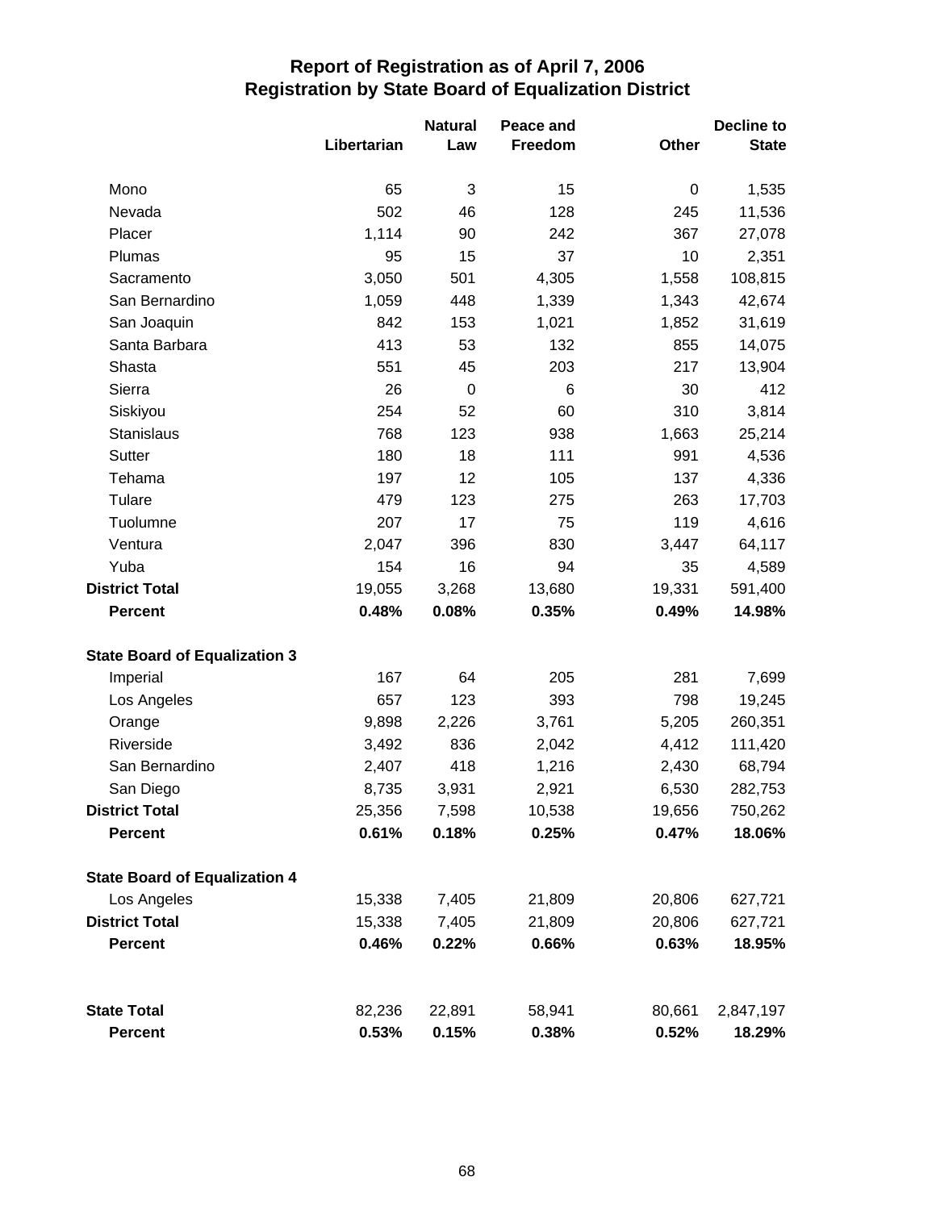# Report of Registration as of April 7, 2006
## Registration by State Board of Equalization District

| | Libertarian | Natural Law | Peace and Freedom | Other | Decline to State |
|---|---|---|---|---|---|
| Mono | 65 | 3 | 15 | 0 | 1,535 |
| Nevada | 502 | 46 | 128 | 245 | 11,536 |
| Placer | 1,114 | 90 | 242 | 367 | 27,078 |
| Plumas | 95 | 15 | 37 | 10 | 2,351 |
| Sacramento | 3,050 | 501 | 4,305 | 1,558 | 108,815 |
| San Bernardino | 1,059 | 448 | 1,339 | 1,343 | 42,674 |
| San Joaquin | 842 | 153 | 1,021 | 1,852 | 31,619 |
| Santa Barbara | 413 | 53 | 132 | 855 | 14,075 |
| Shasta | 551 | 45 | 203 | 217 | 13,904 |
| Sierra | 26 | 0 | 6 | 30 | 412 |
| Siskiyou | 254 | 52 | 60 | 310 | 3,814 |
| Stanislaus | 768 | 123 | 938 | 1,663 | 25,214 |
| Sutter | 180 | 18 | 111 | 991 | 4,536 |
| Tehama | 197 | 12 | 105 | 137 | 4,336 |
| Tulare | 479 | 123 | 275 | 263 | 17,703 |
| Tuolumne | 207 | 17 | 75 | 119 | 4,616 |
| Ventura | 2,047 | 396 | 830 | 3,447 | 64,117 |
| Yuba | 154 | 16 | 94 | 35 | 4,589 |
| **District Total** | 19,055 | 3,268 | 13,680 | 19,331 | 591,400 |
| **Percent** | **0.48%** | **0.08%** | **0.35%** | **0.49%** | **14.98%** |
| **State Board of Equalization 3** | | | | | |
| Imperial | 167 | 64 | 205 | 281 | 7,699 |
| Los Angeles | 657 | 123 | 393 | 798 | 19,245 |
| Orange | 9,898 | 2,226 | 3,761 | 5,205 | 260,351 |
| Riverside | 3,492 | 836 | 2,042 | 4,412 | 111,420 |
| San Bernardino | 2,407 | 418 | 1,216 | 2,430 | 68,794 |
| San Diego | 8,735 | 3,931 | 2,921 | 6,530 | 282,753 |
| **District Total** | 25,356 | 7,598 | 10,538 | 19,656 | 750,262 |
| **Percent** | **0.61%** | **0.18%** | **0.25%** | **0.47%** | **18.06%** |
| **State Board of Equalization 4** | | | | | |
| Los Angeles | 15,338 | 7,405 | 21,809 | 20,806 | 627,721 |
| **District Total** | 15,338 | 7,405 | 21,809 | 20,806 | 627,721 |
| **Percent** | **0.46%** | **0.22%** | **0.66%** | **0.63%** | **18.95%** |
| **State Total** | 82,236 | 22,891 | 58,941 | 80,661 | 2,847,197 |
| **Percent** | **0.53%** | **0.15%** | **0.38%** | **0.52%** | **18.29%** |